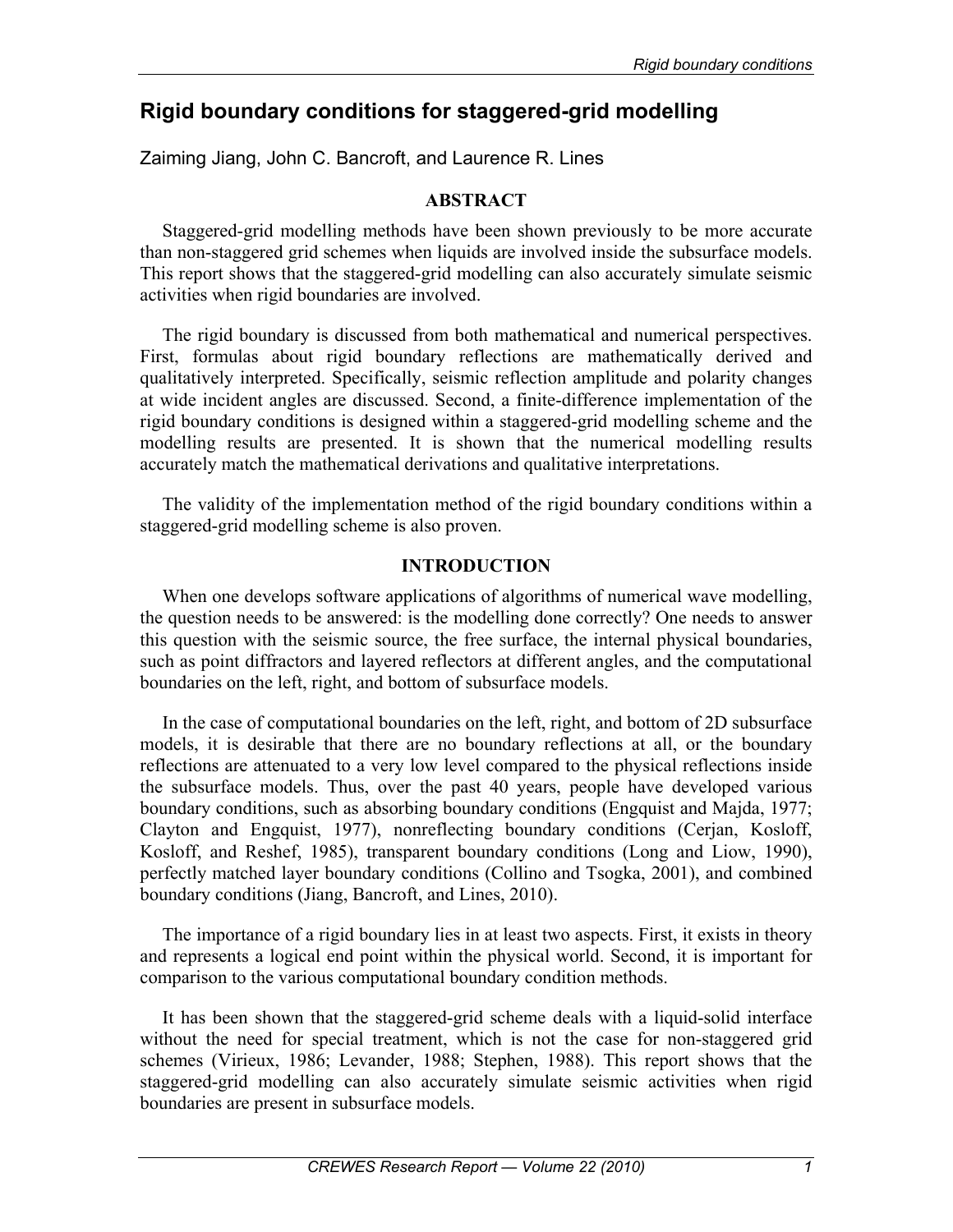# Rigid boundary conditions for staggered-grid modelling

Zaiming Jiang, John C. Bancroft, and Laurence R. Lines

## ABSTRACT

Staggered-grid modelling methods have been shown previously to be more accurate than non-staggered grid schemes when liquids are involved inside the subsurface models. This report shows that the staggered-grid modelling can also accurately simulate seismic activities when rigid boundaries are involved.

The rigid boundary is discussed from both mathematical and numerical perspectives. First, formulas about rigid boundary reflections are mathematically derived and qualitatively interpreted. Specifically, seismic reflection amplitude and polarity changes at wide incident angles are discussed. Second, a finite-difference implementation of the rigid boundary conditions is designed within a staggered-grid modelling scheme and the modelling results are presented. It is shown that the numerical modelling results accurately match the mathematical derivations and qualitative interpretations.

The validity of the implementation method of the rigid boundary conditions within a staggered-grid modelling scheme is also proven.

## INTRODUCTION

When one develops software applications of algorithms of numerical wave modelling, the question needs to be answered: is the modelling done correctly? One needs to answer this question with the seismic source, the free surface, the internal physical boundaries, such as point diffractors and layered reflectors at different angles, and the computational boundaries on the left, right, and bottom of subsurface models.

In the case of computational boundaries on the left, right, and bottom of 2D subsurface models, it is desirable that there are no boundary reflections at all, or the boundary reflections are attenuated to a very low level compared to the physical reflections inside the subsurface models. Thus, over the past 40 years, people have developed various boundary conditions, such as absorbing boundary conditions (Engquist and Majda, 1977; Clayton and Engquist, 1977), nonreflecting boundary conditions (Cerjan, Kosloff, Kosloff, and Reshef, 1985), transparent boundary conditions (Long and Liow, 1990), perfectly matched layer boundary conditions (Collino and Tsogka, 2001), and combined boundary conditions (Jiang, Bancroft, and Lines, 2010).

The importance of a rigid boundary lies in at least two aspects. First, it exists in theory and represents a logical end point within the physical world. Second, it is important for comparison to the various computational boundary condition methods.

It has been shown that the staggered-grid scheme deals with a liquid-solid interface without the need for special treatment, which is not the case for non-staggered grid schemes (Virieux, 1986; Levander, 1988; Stephen, 1988). This report shows that the staggered-grid modelling can also accurately simulate seismic activities when rigid boundaries are present in subsurface models.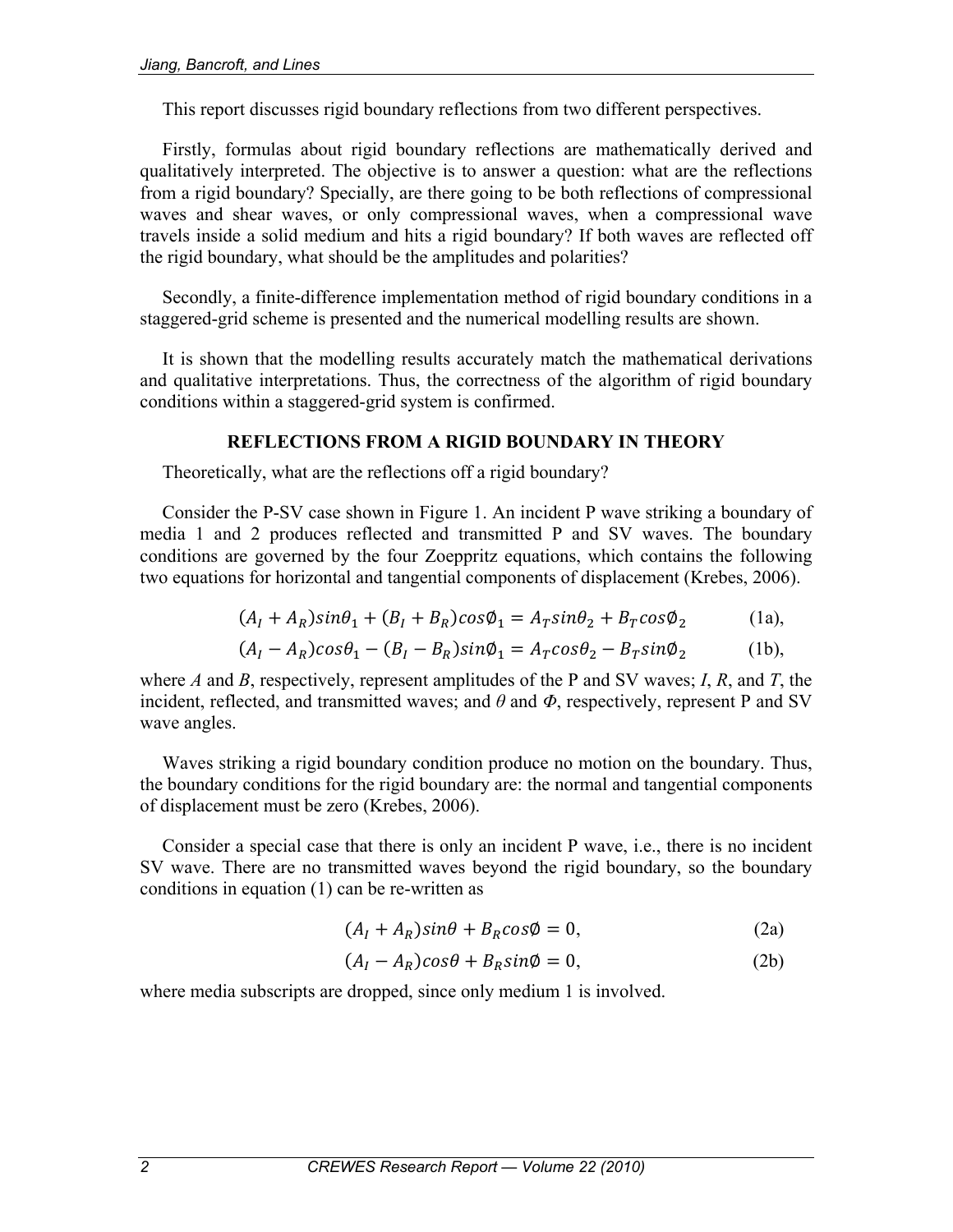This report discusses rigid boundary reflections from two different perspectives.

Firstly, formulas about rigid boundary reflections are mathematically derived and qualitatively interpreted. The objective is to answer a question: what are the reflections from a rigid boundary? Specially, are there going to be both reflections of compressional waves and shear waves, or only compressional waves, when a compressional wave travels inside a solid medium and hits a rigid boundary? If both waves are reflected off the rigid boundary, what should be the amplitudes and polarities?

Secondly, a finite-difference implementation method of rigid boundary conditions in a staggered-grid scheme is presented and the numerical modelling results are shown.

It is shown that the modelling results accurately match the mathematical derivations and qualitative interpretations. Thus, the correctness of the algorithm of rigid boundary conditions within a staggered-grid system is confirmed.

## REFLECTIONS FROM A RIGID BOUNDARY IN THEORY

Theoretically, what are the reflections off a rigid boundary?

Consider the P-SV case shown in Figure 1. An incident P wave striking a boundary of media 1 and 2 produces reflected and transmitted P and SV waves. The boundary conditions are governed by the four Zoeppritz equations, which contains the following two equations for horizontal and tangential components of displacement (Krebes, 2006).

$$(A_I + A_R)sin\theta_1 + (B_I + B_R)cos\emptyset_1 = A_T sin\theta_2 + B_T cos\emptyset_2 \qquad \text{(1a)},$$

$$(A_I - A_R)cos\theta_1 - (B_I - B_R)sin\emptyset_1 = A_T cos\theta_2 - B_T sin\emptyset_2 \qquad \text{(1b)},$$

where *A* and *B*, respectively, represent amplitudes of the P and SV waves; *I*, *R*, and *T*, the incident, reflected, and transmitted waves; and $\theta$ and $\Phi$, respectively, represent P and SV wave angles.

Waves striking a rigid boundary condition produce no motion on the boundary. Thus, the boundary conditions for the rigid boundary are: the normal and tangential components of displacement must be zero (Krebes, 2006).

Consider a special case that there is only an incident P wave, i.e., there is no incident SV wave. There are no transmitted waves beyond the rigid boundary, so the boundary conditions in equation (1) can be re-written as

$$(A_I + A_R)sin\theta + B_R cos\emptyset = 0, \qquad \text{(2a)}$$

$$(A_I - A_R)cos\theta + B_R sin\emptyset = 0, \qquad \text{(2b)}$$

where media subscripts are dropped, since only medium 1 is involved.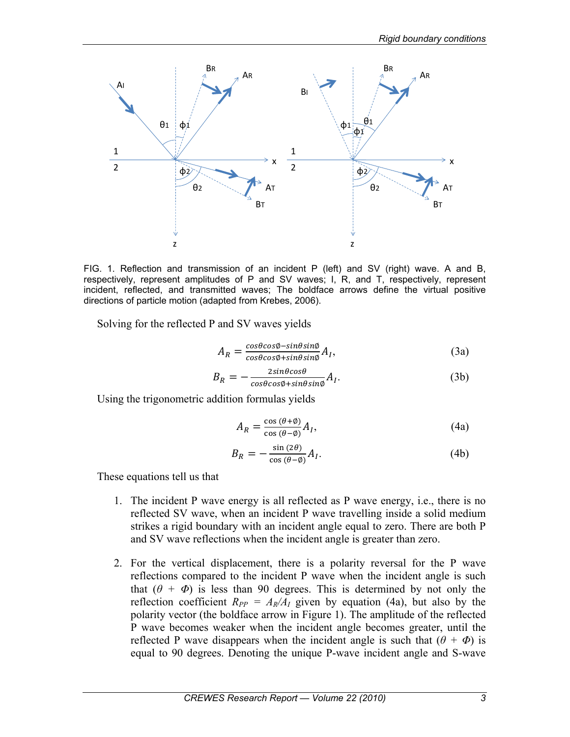FIG. 1. Reflection and transmission of an incident P (left) and SV (right) wave. A and B, respectively, represent amplitudes of P and SV waves; I, R, and T, respectively, represent incident, reflected, and transmitted waves; The boldface arrows define the virtual positive directions of particle motion (adapted from Krebes, 2006).

Solving for the reflected P and SV waves yields

$$A_R = \frac{\cos\theta\cos\emptyset - \sin\theta\sin\emptyset}{\cos\theta\cos\emptyset + \sin\theta\sin\emptyset} A_I, \tag{3a}$$

$$B_R = -\frac{2\sin\theta\cos\theta}{\cos\theta\cos\emptyset + \sin\theta\sin\emptyset} A_I. \tag{3b}$$

Using the trigonometric addition formulas yields

$$A_R = \frac{\cos(\theta+\emptyset)}{\cos(\theta-\emptyset)} A_I, \tag{4a}$$

$$B_R = -\frac{\sin(2\theta)}{\cos(\theta-\emptyset)} A_I. \tag{4b}$$

These equations tell us that

1. The incident P wave energy is all reflected as P wave energy, i.e., there is no reflected SV wave, when an incident P wave travelling inside a solid medium strikes a rigid boundary with an incident angle equal to zero. There are both P and SV wave reflections when the incident angle is greater than zero.

2. For the vertical displacement, there is a polarity reversal for the P wave reflections compared to the incident P wave when the incident angle is such that ($\theta$ + $\Phi$) is less than 90 degrees. This is determined by not only the reflection coefficient $R_{PP}$ = $A_R/A_I$ given by equation (4a), but also by the polarity vector (the boldface arrow in Figure 1). The amplitude of the reflected P wave becomes weaker when the incident angle becomes greater, until the reflected P wave disappears when the incident angle is such that ($\theta$ + $\Phi$) is equal to 90 degrees. Denoting the unique P-wave incident angle and S-wave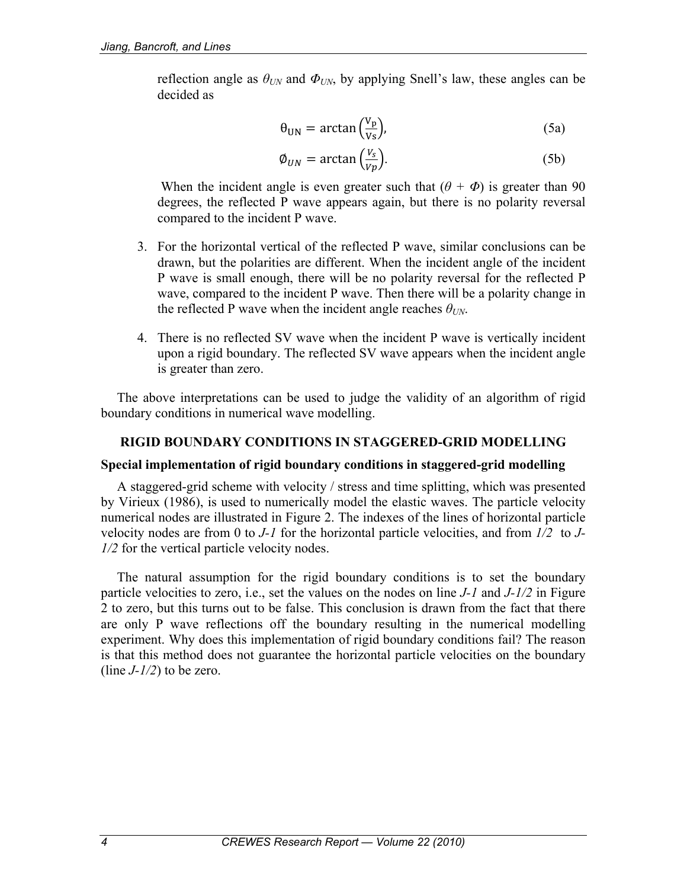reflection angle as $\theta_{UN}$ and $\Phi_{UN}$, by applying Snell's law, these angles can be decided as

$$\theta_{UN} = \arctan\left(\frac{V_p}{V_s}\right), \tag{5a}$$

$$\phi_{UN} = \arctan\left(\frac{V_s}{V_p}\right). \tag{5b}$$

When the incident angle is even greater such that ($\theta + \Phi$) is greater than 90 degrees, the reflected P wave appears again, but there is no polarity reversal compared to the incident P wave.

3. For the horizontal vertical of the reflected P wave, similar conclusions can be drawn, but the polarities are different. When the incident angle of the incident P wave is small enough, there will be no polarity reversal for the reflected P wave, compared to the incident P wave. Then there will be a polarity change in the reflected P wave when the incident angle reaches $\theta_{UN}$.

4. There is no reflected SV wave when the incident P wave is vertically incident upon a rigid boundary. The reflected SV wave appears when the incident angle is greater than zero.

The above interpretations can be used to judge the validity of an algorithm of rigid boundary conditions in numerical wave modelling.

## RIGID BOUNDARY CONDITIONS IN STAGGERED-GRID MODELLING

### Special implementation of rigid boundary conditions in staggered-grid modelling

A staggered-grid scheme with velocity / stress and time splitting, which was presented by Virieux (1986), is used to numerically model the elastic waves. The particle velocity numerical nodes are illustrated in Figure 2. The indexes of the lines of horizontal particle velocity nodes are from 0 to *J-1* for the horizontal particle velocities, and from *1/2* to *J-1/2* for the vertical particle velocity nodes.

The natural assumption for the rigid boundary conditions is to set the boundary particle velocities to zero, i.e., set the values on the nodes on line *J-1* and *J-1/2* in Figure 2 to zero, but this turns out to be false. This conclusion is drawn from the fact that there are only P wave reflections off the boundary resulting in the numerical modelling experiment. Why does this implementation of rigid boundary conditions fail? The reason is that this method does not guarantee the horizontal particle velocities on the boundary (line *J-1/2*) to be zero.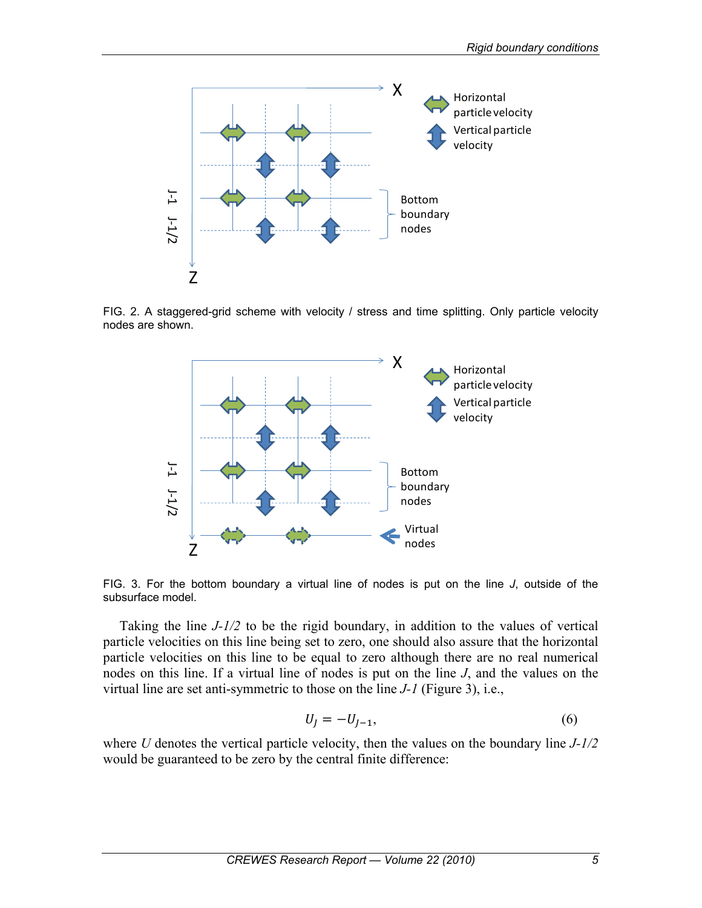FIG. 2. A staggered-grid scheme with velocity / stress and time splitting. Only particle velocity nodes are shown.

FIG. 3. For the bottom boundary a virtual line of nodes is put on the line *J*, outside of the subsurface model.

Taking the line *J-1/2* to be the rigid boundary, in addition to the values of vertical particle velocities on this line being set to zero, one should also assure that the horizontal particle velocities on this line to be equal to zero although there are no real numerical nodes on this line. If a virtual line of nodes is put on the line *J*, and the values on the virtual line are set anti-symmetric to those on the line *J-1* (Figure 3), i.e.,

$$U_J = -U_{J-1}, \tag{6}$$

where *U* denotes the vertical particle velocity, then the values on the boundary line *J-1/2* would be guaranteed to be zero by the central finite difference: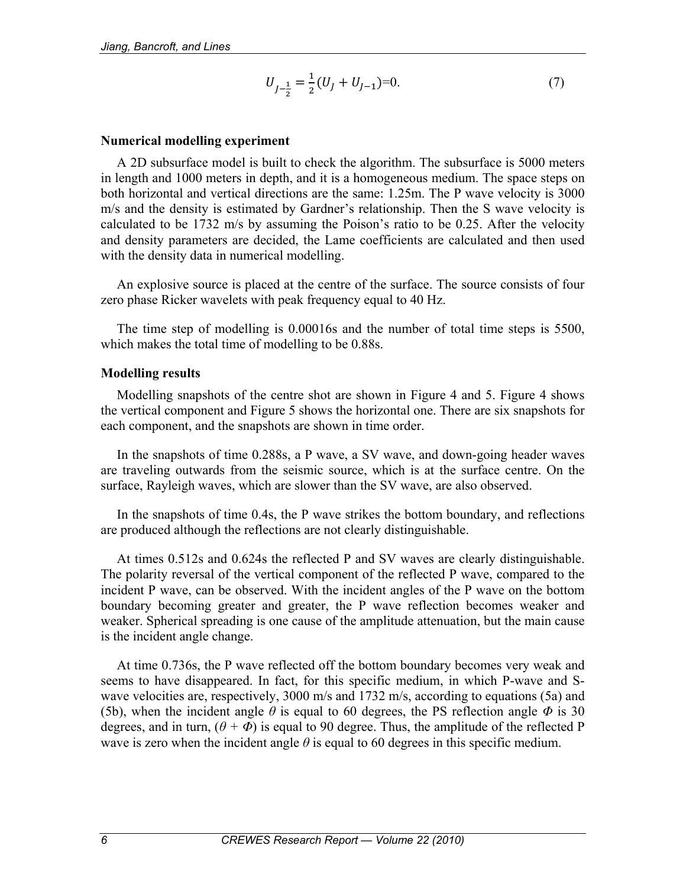$$U_{J-\frac{1}{2}} = \frac{1}{2}(U_J + U_{J-1}) = 0. \tag{7}$$

**Numerical modelling experiment**

A 2D subsurface model is built to check the algorithm. The subsurface is 5000 meters in length and 1000 meters in depth, and it is a homogeneous medium. The space steps on both horizontal and vertical directions are the same: 1.25m. The P wave velocity is 3000 m/s and the density is estimated by Gardner's relationship. Then the S wave velocity is calculated to be 1732 m/s by assuming the Poison's ratio to be 0.25. After the velocity and density parameters are decided, the Lame coefficients are calculated and then used with the density data in numerical modelling.

An explosive source is placed at the centre of the surface. The source consists of four zero phase Ricker wavelets with peak frequency equal to 40 Hz.

The time step of modelling is 0.00016s and the number of total time steps is 5500, which makes the total time of modelling to be 0.88s.

**Modelling results**

Modelling snapshots of the centre shot are shown in Figure 4 and 5. Figure 4 shows the vertical component and Figure 5 shows the horizontal one. There are six snapshots for each component, and the snapshots are shown in time order.

In the snapshots of time 0.288s, a P wave, a SV wave, and down-going header waves are traveling outwards from the seismic source, which is at the surface centre. On the surface, Rayleigh waves, which are slower than the SV wave, are also observed.

In the snapshots of time 0.4s, the P wave strikes the bottom boundary, and reflections are produced although the reflections are not clearly distinguishable.

At times 0.512s and 0.624s the reflected P and SV waves are clearly distinguishable. The polarity reversal of the vertical component of the reflected P wave, compared to the incident P wave, can be observed. With the incident angles of the P wave on the bottom boundary becoming greater and greater, the P wave reflection becomes weaker and weaker. Spherical spreading is one cause of the amplitude attenuation, but the main cause is the incident angle change.

At time 0.736s, the P wave reflected off the bottom boundary becomes very weak and seems to have disappeared. In fact, for this specific medium, in which P-wave and S-wave velocities are, respectively, 3000 m/s and 1732 m/s, according to equations (5a) and (5b), when the incident angle $\theta$ is equal to 60 degrees, the PS reflection angle $\Phi$ is 30 degrees, and in turn, $(\theta + \Phi)$ is equal to 90 degree. Thus, the amplitude of the reflected P wave is zero when the incident angle $\theta$ is equal to 60 degrees in this specific medium.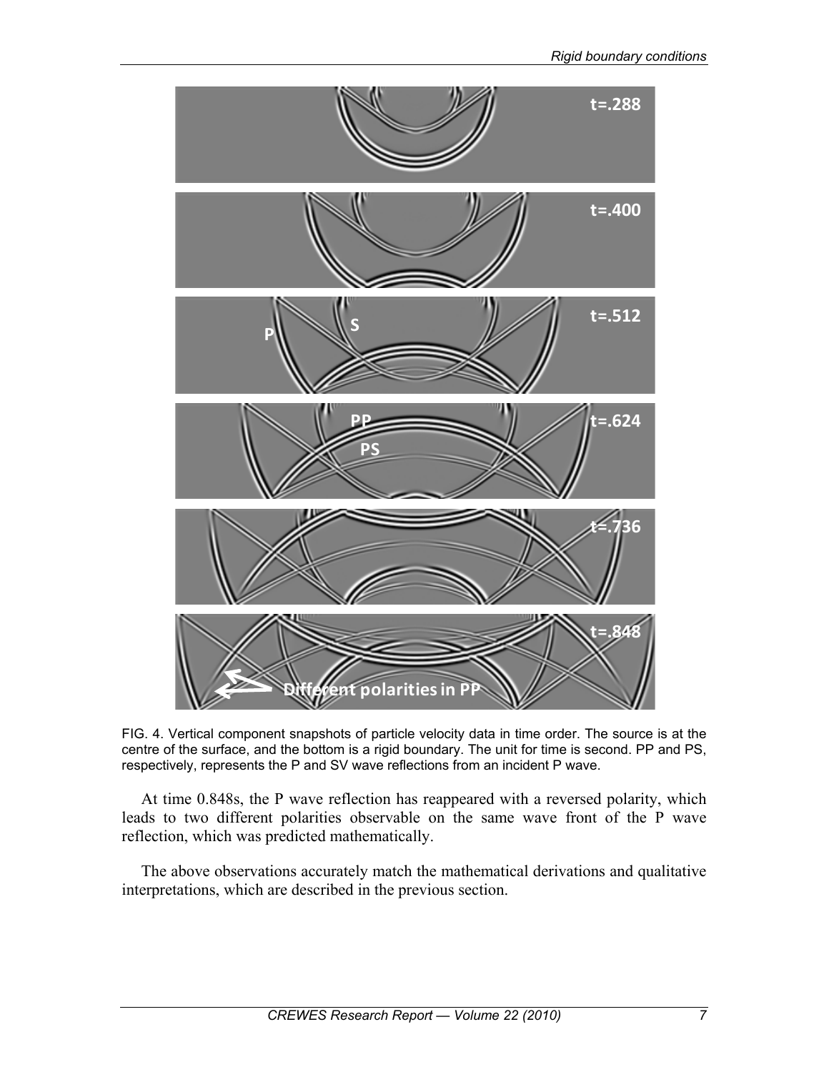FIG. 4. Vertical component snapshots of particle velocity data in time order. The source is at the centre of the surface, and the bottom is a rigid boundary. The unit for time is second. PP and PS, respectively, represents the P and SV wave reflections from an incident P wave.

At time 0.848s, the P wave reflection has reappeared with a reversed polarity, which leads to two different polarities observable on the same wave front of the P wave reflection, which was predicted mathematically.

The above observations accurately match the mathematical derivations and qualitative interpretations, which are described in the previous section.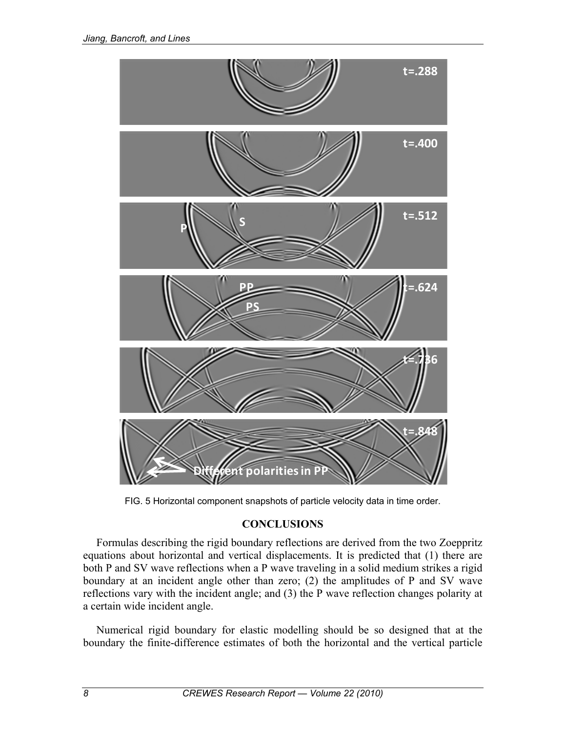FIG. 5 Horizontal component snapshots of particle velocity data in time order.

## CONCLUSIONS

Formulas describing the rigid boundary reflections are derived from the two Zoeppritz equations about horizontal and vertical displacements. It is predicted that (1) there are both P and SV wave reflections when a P wave traveling in a solid medium strikes a rigid boundary at an incident angle other than zero; (2) the amplitudes of P and SV wave reflections vary with the incident angle; and (3) the P wave reflection changes polarity at a certain wide incident angle.

Numerical rigid boundary for elastic modelling should be so designed that at the boundary the finite-difference estimates of both the horizontal and the vertical particle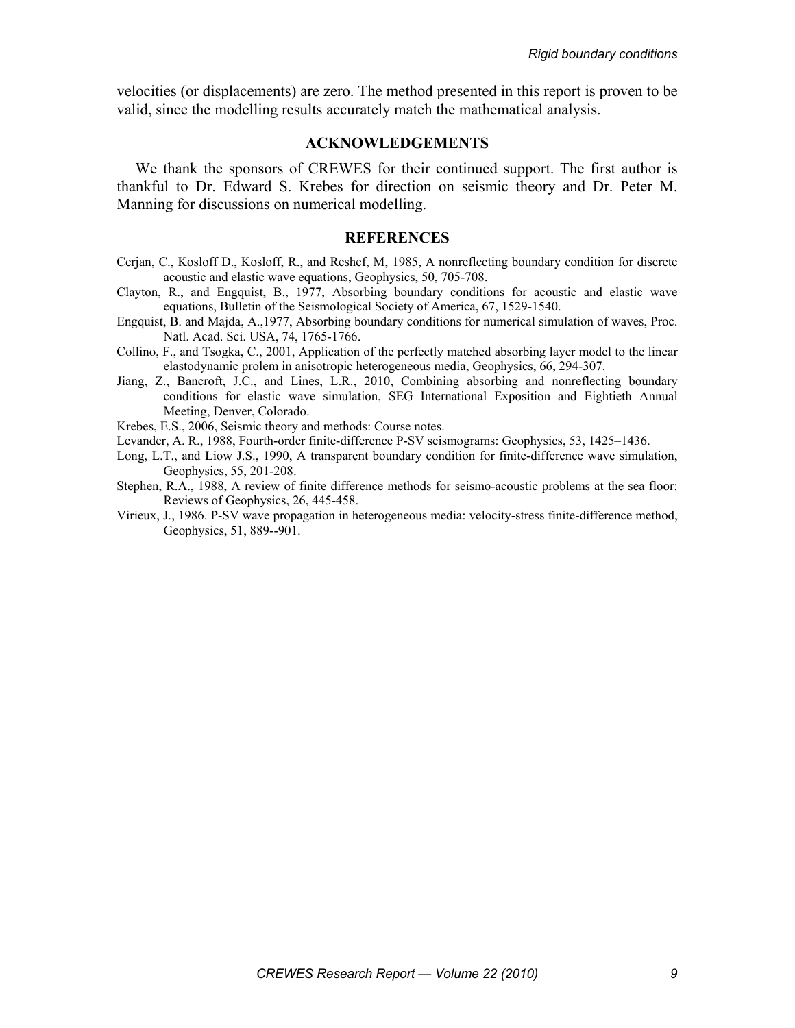velocities (or displacements) are zero. The method presented in this report is proven to be valid, since the modelling results accurately match the mathematical analysis.

## ACKNOWLEDGEMENTS

We thank the sponsors of CREWES for their continued support. The first author is thankful to Dr. Edward S. Krebes for direction on seismic theory and Dr. Peter M. Manning for discussions on numerical modelling.

## REFERENCES

Cerjan, C., Kosloff D., Kosloff, R., and Reshef, M, 1985, A nonreflecting boundary condition for discrete acoustic and elastic wave equations, Geophysics, 50, 705-708.

Clayton, R., and Engquist, B., 1977, Absorbing boundary conditions for acoustic and elastic wave equations, Bulletin of the Seismological Society of America, 67, 1529-1540.

Engquist, B. and Majda, A.,1977, Absorbing boundary conditions for numerical simulation of waves, Proc. Natl. Acad. Sci. USA, 74, 1765-1766.

Collino, F., and Tsogka, C., 2001, Application of the perfectly matched absorbing layer model to the linear elastodynamic prolem in anisotropic heterogeneous media, Geophysics, 66, 294-307.

Jiang, Z., Bancroft, J.C., and Lines, L.R., 2010, Combining absorbing and nonreflecting boundary conditions for elastic wave simulation, SEG International Exposition and Eightieth Annual Meeting, Denver, Colorado.

Krebes, E.S., 2006, Seismic theory and methods: Course notes.

Levander, A. R., 1988, Fourth-order finite-difference P-SV seismograms: Geophysics, 53, 1425–1436.

Long, L.T., and Liow J.S., 1990, A transparent boundary condition for finite-difference wave simulation, Geophysics, 55, 201-208.

Stephen, R.A., 1988, A review of finite difference methods for seismo-acoustic problems at the sea floor: Reviews of Geophysics, 26, 445-458.

Virieux, J., 1986. P-SV wave propagation in heterogeneous media: velocity-stress finite-difference method, Geophysics, 51, 889--901.